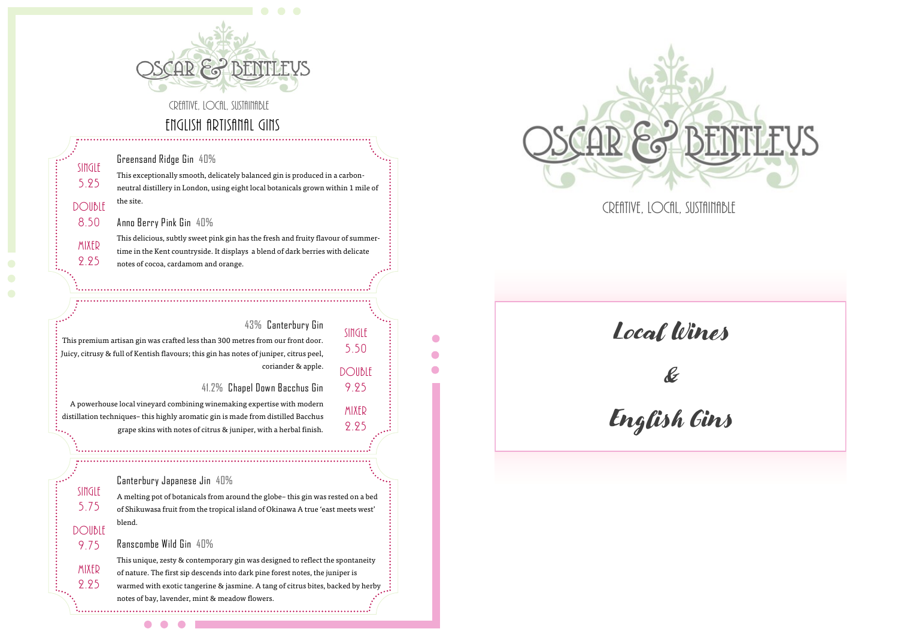# OSCAR & BENTLEYS

CREATIVE, LOCAL, SUSTAINABLE

## ENGLISH ARTISANAL GINS

SINGLE 5.25 | DOUBLE 8.50 | MIXER 2.25

### Greensand Ridge Gin 40%

This exceptionally smooth, delicately balanced gin is produced in a carbon-neutral distillery in London, using eight local botanicals grown within 1 mile of the site.

### Anno Berry Pink Gin 40%

This delicious, subtly sweet pink gin has the fresh and fruity flavour of summer-time in the Kent countryside. It displays a blend of dark berries with delicate notes of cocoa, cardamom and orange.

SINGLE 5.50 | DOUBLE 9.25 | MIXER 2.25

### 43% Canterbury Gin

This premium artisan gin was crafted less than 300 metres from our front door. Juicy, citrusy & full of Kentish flavours; this gin has notes of juniper, citrus peel, coriander & apple.

### 41.2% Chapel Down Bacchus Gin

A powerhouse local vineyard combining winemaking expertise with modern distillation techniques– this highly aromatic gin is made from distilled Bacchus grape skins with notes of citrus & juniper, with a herbal finish.

SINGLE 5.75 | DOUBLE 9.75 | MIXER 2.25

### Canterbury Japanese Jin 40%

A melting pot of botanicals from around the globe– this gin was rested on a bed of Shikuwasa fruit from the tropical island of Okinawa A true 'east meets west' blend.

### Ranscombe Wild Gin 40%

This unique, zesty & contemporary gin was designed to reflect the spontaneity of nature. The first sip descends into dark pine forest notes, the juniper is warmed with exotic tangerine & jasmine. A tang of citrus bites, backed by herby notes of bay, lavender, mint & meadow flowers.

# OSCAR & BENTLEYS

CREATIVE, LOCAL, SUSTAINABLE

## Local Wines & English Gins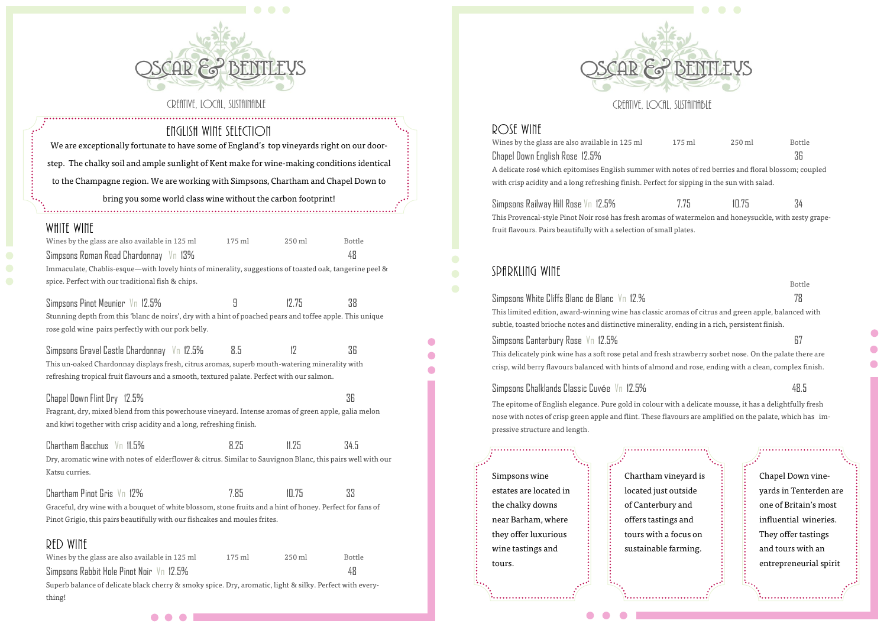# OSCAR & BENTLEYS

CREATIVE, LOCAL, SUSTAINABLE

## ENGLISH WINE SELECTION

We are exceptionally fortunate to have some of England's top vineyards right on our door-step. The chalky soil and ample sunlight of Kent make for wine-making conditions identical to the Champagne region. We are working with Simpsons, Chartham and Chapel Down to bring you some world class wine without the carbon footprint!

## WHITE WINE

| Wines by the glass are also available in 125 ml | 175 ml | 250 ml | Bottle |
|---|---|---|---|
| Simpsons Roman Road Chardonnay Vn 13% | | | 48 |

Immaculate, Chablis-esque—with lovely hints of minerality, suggestions of toasted oak, tangerine peel & spice. Perfect with our traditional fish & chips.

| | | | |
|---|---|---|---|
| Simpsons Pinot Meunier Vn 12.5% | 9 | 12.75 | 38 |

Stunning depth from this 'blanc de noirs', dry with a hint of poached pears and toffee apple. This unique rose gold wine pairs perfectly with our pork belly.

| | | | |
|---|---|---|---|
| Simpsons Gravel Castle Chardonnay Vn 12.5% | 8.5 | 12 | 36 |

This un-oaked Chardonnay displays fresh, citrus aromas, superb mouth-watering minerality with refreshing tropical fruit flavours and a smooth, textured palate. Perfect with our salmon.

| | | | |
|---|---|---|---|
| Chapel Down Flint Dry 12.5% | | | 36 |

Fragrant, dry, mixed blend from this powerhouse vineyard. Intense aromas of green apple, galia melon and kiwi together with crisp acidity and a long, refreshing finish.

| | | | |
|---|---|---|---|
| Chartham Bacchus Vn 11.5% | 8.25 | 11.25 | 34.5 |

Dry, aromatic wine with notes of elderflower & citrus. Similar to Sauvignon Blanc, this pairs well with our Katsu curries.

| | | | |
|---|---|---|---|
| Chartham Pinot Gris Vn 12% | 7.85 | 10.75 | 33 |

Graceful, dry wine with a bouquet of white blossom, stone fruits and a hint of honey. Perfect for fans of Pinot Grigio, this pairs beautifully with our fishcakes and moules frites.

## RED WINE

| Wines by the glass are also available in 125 ml | 175 ml | 250 ml | Bottle |
|---|---|---|---|
| Simpsons Rabbit Hole Pinot Noir Vn 12.5% | | | 48 |

Superb balance of delicate black cherry & smoky spice. Dry, aromatic, light & silky. Perfect with every-thing!

# OSCAR & BENTLEYS

CREATIVE, LOCAL, SUSTAINABLE

## ROSE WINE

| Wines by the glass are also available in 125 ml | 175 ml | 250 ml | Bottle |
|---|---|---|---|
| Chapel Down English Rose 12.5% | | | 36 |

A delicate rosé which epitomises English summer with notes of red berries and floral blossom; coupled with crisp acidity and a long refreshing finish. Perfect for sipping in the sun with salad.

| | | | |
|---|---|---|---|
| Simpsons Railway Hill Rose Vn 12.5% | 7.75 | 10.75 | 34 |

This Provencal-style Pinot Noir rosé has fresh aromas of watermelon and honeysuckle, with zesty grape-fruit flavours. Pairs beautifully with a selection of small plates.

## SPARKLING WINE

| | Bottle |
|---|---|
| Simpsons White Cliffs Blanc de Blanc Vn 12.% | 78 |

This limited edition, award-winning wine has classic aromas of citrus and green apple, balanced with subtle, toasted brioche notes and distinctive minerality, ending in a rich, persistent finish.

| | |
|---|---|
| Simpsons Canterbury Rose Vn 12.5% | 67 |

This delicately pink wine has a soft rose petal and fresh strawberry sorbet nose. On the palate there are crisp, wild berry flavours balanced with hints of almond and rose, ending with a clean, complex finish.

| | |
|---|---|
| Simpsons Chalklands Classic Cuvée Vn 12.5% | 48.5 |

The epitome of English elegance. Pure gold in colour with a delicate mousse, it has a delightfully fresh nose with notes of crisp green apple and flint. These flavours are amplified on the palate, which has impressive structure and length.

Simpsons wine estates are located in the chalky downs near Barham, where they offer luxurious wine tastings and tours.

Chartham vineyard is located just outside of Canterbury and offers tastings and tours with a focus on sustainable farming.

Chapel Down vineyards in Tenterden are one of Britain's most influential wineries. They offer tastings and tours with an entrepreneurial spirit